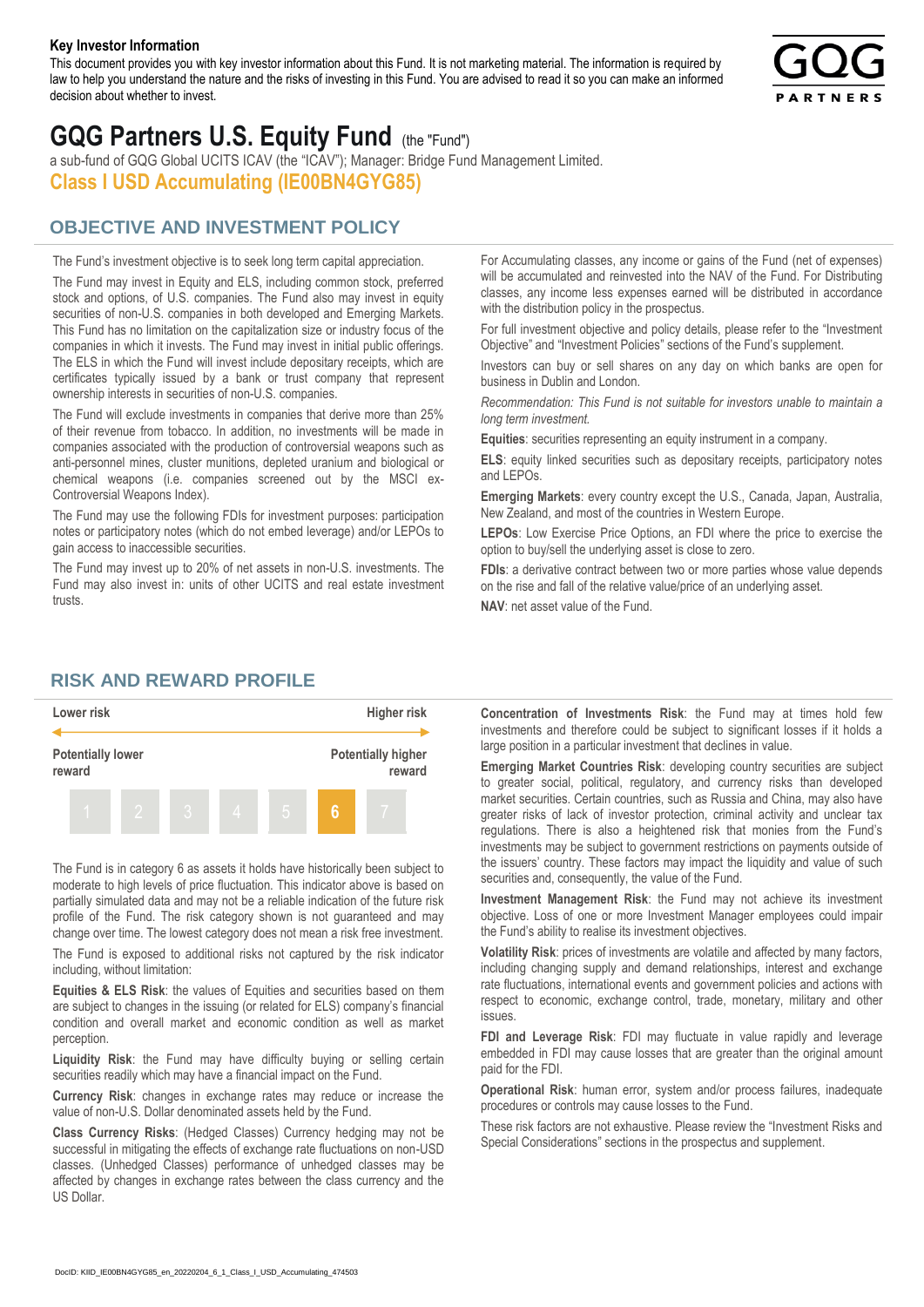**Key Investor Information**

This document provides you with key investor information about this Fund. It is not marketing material. The information is required by law to help you understand the nature and the risks of investing in this Fund. You are advised to read it so you can make an informed decision about whether to invest.

# GQG Partners U.S. Equity Fund (the "Fund")

a sub-fund of GQG Global UCITS ICAV (the "ICAV"); Manager: Bridge Fund Management Limited.

**Class I USD Accumulating (IE00BN4GYG85)**

## OBJECTIVE AND INVESTMENT POLICY

The Fund's investment objective is to seek long term capital appreciation.

The Fund may invest in Equity and ELS, including common stock, preferred stock and options, of U.S. companies. The Fund also may invest in equity securities of non-U.S. companies in both developed and Emerging Markets. This Fund has no limitation on the capitalization size or industry focus of the companies in which it invests. The Fund may invest in initial public offerings. The ELS in which the Fund will invest include depositary receipts, which are certificates typically issued by a bank or trust company that represent ownership interests in securities of non-U.S. companies.

The Fund will exclude investments in companies that derive more than 25% of their revenue from tobacco. In addition, no investments will be made in companies associated with the production of controversial weapons such as anti-personnel mines, cluster munitions, depleted uranium and biological or chemical weapons (i.e. companies screened out by the MSCI ex-Controversial Weapons Index).

The Fund may use the following FDIs for investment purposes: participation notes or participatory notes (which do not embed leverage) and/or LEPOs to gain access to inaccessible securities.

The Fund may invest up to 20% of net assets in non-U.S. investments. The Fund may also invest in: units of other UCITS and real estate investment trusts.

For Accumulating classes, any income or gains of the Fund (net of expenses) will be accumulated and reinvested into the NAV of the Fund. For Distributing classes, any income less expenses earned will be distributed in accordance with the distribution policy in the prospectus.

For full investment objective and policy details, please refer to the "Investment Objective" and "Investment Policies" sections of the Fund's supplement.

Investors can buy or sell shares on any day on which banks are open for business in Dublin and London.

*Recommendation: This Fund is not suitable for investors unable to maintain a long term investment.*

**Equities**: securities representing an equity instrument in a company.

**ELS**: equity linked securities such as depositary receipts, participatory notes and LEPOs.

**Emerging Markets**: every country except the U.S., Canada, Japan, Australia, New Zealand, and most of the countries in Western Europe.

**LEPOs**: Low Exercise Price Options, an FDI where the price to exercise the option to buy/sell the underlying asset is close to zero.

**FDIs**: a derivative contract between two or more parties whose value depends on the rise and fall of the relative value/price of an underlying asset.

**NAV**: net asset value of the Fund.

## RISK AND REWARD PROFILE

| Lower risk | | | | | | Higher risk |
|---|---|---|---|---|---|---|
| Potentially lower reward | | | | | | Potentially higher reward |
| 1 | 2 | 3 | 4 | 5 | **6** | 7 |

The Fund is in category 6 as assets it holds have historically been subject to moderate to high levels of price fluctuation. This indicator above is based on partially simulated data and may not be a reliable indication of the future risk profile of the Fund. The risk category shown is not guaranteed and may change over time. The lowest category does not mean a risk free investment.

The Fund is exposed to additional risks not captured by the risk indicator including, without limitation:

**Equities & ELS Risk**: the values of Equities and securities based on them are subject to changes in the issuing (or related for ELS) company's financial condition and overall market and economic condition as well as market perception.

**Liquidity Risk**: the Fund may have difficulty buying or selling certain securities readily which may have a financial impact on the Fund.

**Currency Risk**: changes in exchange rates may reduce or increase the value of non-U.S. Dollar denominated assets held by the Fund.

**Class Currency Risks**: (Hedged Classes) Currency hedging may not be successful in mitigating the effects of exchange rate fluctuations on non-USD classes. (Unhedged Classes) performance of unhedged classes may be affected by changes in exchange rates between the class currency and the US Dollar.

**Concentration of Investments Risk**: the Fund may at times hold few investments and therefore could be subject to significant losses if it holds a large position in a particular investment that declines in value.

**Emerging Market Countries Risk**: developing country securities are subject to greater social, political, regulatory, and currency risks than developed market securities. Certain countries, such as Russia and China, may also have greater risks of lack of investor protection, criminal activity and unclear tax regulations. There is also a heightened risk that monies from the Fund's investments may be subject to government restrictions on payments outside of the issuers' country. These factors may impact the liquidity and value of such securities and, consequently, the value of the Fund.

**Investment Management Risk**: the Fund may not achieve its investment objective. Loss of one or more Investment Manager employees could impair the Fund's ability to realise its investment objectives.

**Volatility Risk**: prices of investments are volatile and affected by many factors, including changing supply and demand relationships, interest and exchange rate fluctuations, international events and government policies and actions with respect to economic, exchange control, trade, monetary, military and other issues.

**FDI and Leverage Risk**: FDI may fluctuate in value rapidly and leverage embedded in FDI may cause losses that are greater than the original amount paid for the FDI.

**Operational Risk**: human error, system and/or process failures, inadequate procedures or controls may cause losses to the Fund.

These risk factors are not exhaustive. Please review the "Investment Risks and Special Considerations" sections in the prospectus and supplement.

DocID: KIID_IE00BN4GYG85_en_20220204_6_1_Class_I_USD_Accumulating_474503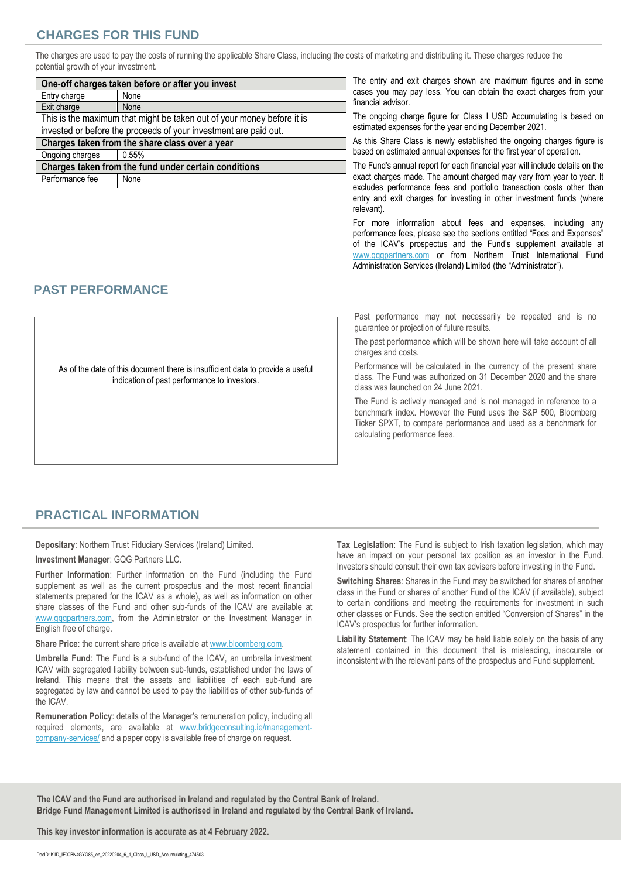## CHARGES FOR THIS FUND

The charges are used to pay the costs of running the applicable Share Class, including the costs of marketing and distributing it. These charges reduce the potential growth of your investment.

| One-off charges taken before or after you invest | |
|---|---|
| Entry charge | None |
| Exit charge | None |
| This is the maximum that might be taken out of your money before it is invested or before the proceeds of your investment are paid out. | |
| **Charges taken from the share class over a year** | |
| Ongoing charges | 0.55% |
| **Charges taken from the fund under certain conditions** | |
| Performance fee | None |

The entry and exit charges shown are maximum figures and in some cases you may pay less. You can obtain the exact charges from your financial advisor.

The ongoing charge figure for Class I USD Accumulating is based on estimated expenses for the year ending December 2021.

As this Share Class is newly established the ongoing charges figure is based on estimated annual expenses for the first year of operation.

The Fund's annual report for each financial year will include details on the exact charges made. The amount charged may vary from year to year. It excludes performance fees and portfolio transaction costs other than entry and exit charges for investing in other investment funds (where relevant).

For more information about fees and expenses, including any performance fees, please see the sections entitled "Fees and Expenses" of the ICAV's prospectus and the Fund's supplement available at www.gqgpartners.com or from Northern Trust International Fund Administration Services (Ireland) Limited (the "Administrator").

## PAST PERFORMANCE

As of the date of this document there is insufficient data to provide a useful indication of past performance to investors.

Past performance may not necessarily be repeated and is no guarantee or projection of future results.

The past performance which will be shown here will take account of all charges and costs.

Performance will be calculated in the currency of the present share class. The Fund was authorized on 31 December 2020 and the share class was launched on 24 June 2021.

The Fund is actively managed and is not managed in reference to a benchmark index. However the Fund uses the S&P 500, Bloomberg Ticker SPXT, to compare performance and used as a benchmark for calculating performance fees.

## PRACTICAL INFORMATION

**Depositary**: Northern Trust Fiduciary Services (Ireland) Limited.

**Investment Manager**: GQG Partners LLC.

**Further Information**: Further information on the Fund (including the Fund supplement as well as the current prospectus and the most recent financial statements prepared for the ICAV as a whole), as well as information on other share classes of the Fund and other sub-funds of the ICAV are available at www.gqgpartners.com, from the Administrator or the Investment Manager in English free of charge.

**Share Price**: the current share price is available at www.bloomberg.com.

**Umbrella Fund**: The Fund is a sub-fund of the ICAV, an umbrella investment ICAV with segregated liability between sub-funds, established under the laws of Ireland. This means that the assets and liabilities of each sub-fund are segregated by law and cannot be used to pay the liabilities of other sub-funds of the ICAV.

**Remuneration Policy**: details of the Manager's remuneration policy, including all required elements, are available at www.bridgeconsulting.ie/management-company-services/ and a paper copy is available free of charge on request.

**Tax Legislation**: The Fund is subject to Irish taxation legislation, which may have an impact on your personal tax position as an investor in the Fund. Investors should consult their own tax advisers before investing in the Fund.

**Switching Shares**: Shares in the Fund may be switched for shares of another class in the Fund or shares of another Fund of the ICAV (if available), subject to certain conditions and meeting the requirements for investment in such other classes or Funds. See the section entitled "Conversion of Shares" in the ICAV's prospectus for further information.

**Liability Statement**: The ICAV may be held liable solely on the basis of any statement contained in this document that is misleading, inaccurate or inconsistent with the relevant parts of the prospectus and Fund supplement.

**The ICAV and the Fund are authorised in Ireland and regulated by the Central Bank of Ireland.**
**Bridge Fund Management Limited is authorised in Ireland and regulated by the Central Bank of Ireland.**

**This key investor information is accurate as at 4 February 2022.**

DocID: KIID_IE00BN4GYG85_en_20220204_6_1_Class_I_USD_Accumulating_474503